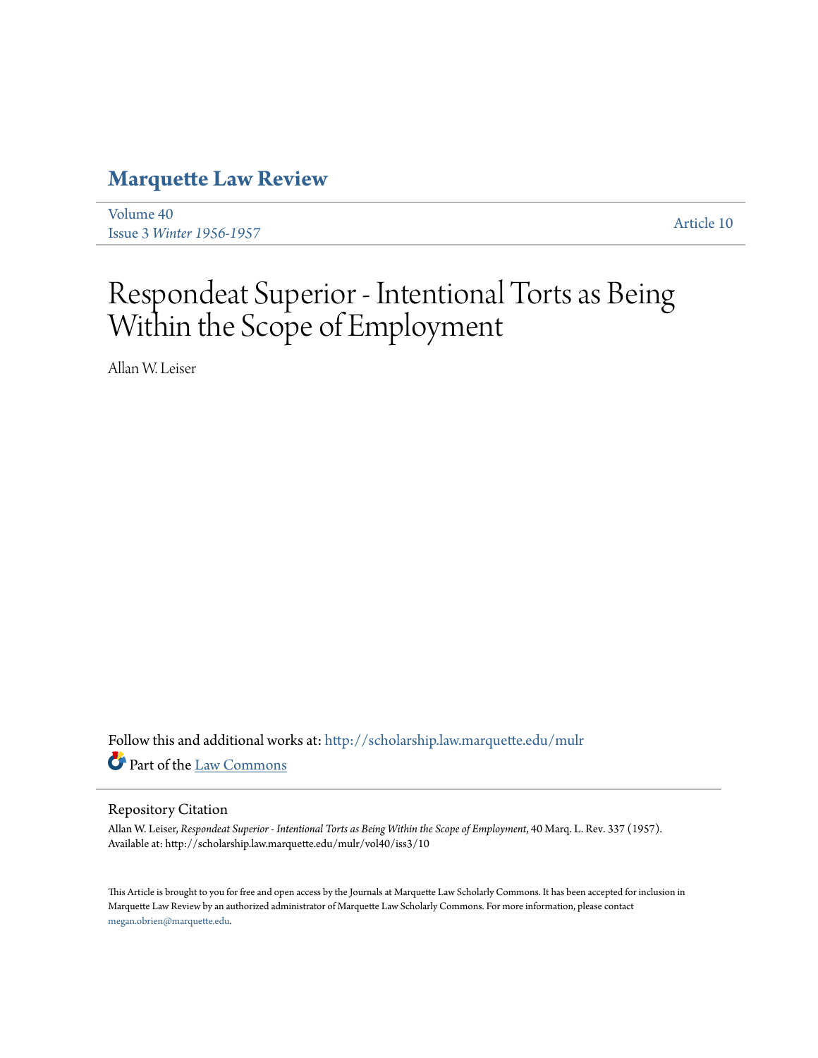# Marquette Law Review

Volume 40
Issue 3 *Winter 1956-1957*

Article 10

# Respondeat Superior - Intentional Torts as Being Within the Scope of Employment

Allan W. Leiser

Follow this and additional works at: http://scholarship.law.marquette.edu/mulr

Part of the Law Commons

## Repository Citation

Allan W. Leiser, *Respondeat Superior - Intentional Torts as Being Within the Scope of Employment*, 40 Marq. L. Rev. 337 (1957).
Available at: http://scholarship.law.marquette.edu/mulr/vol40/iss3/10

This Article is brought to you for free and open access by the Journals at Marquette Law Scholarly Commons. It has been accepted for inclusion in Marquette Law Review by an authorized administrator of Marquette Law Scholarly Commons. For more information, please contact megan.obrien@marquette.edu.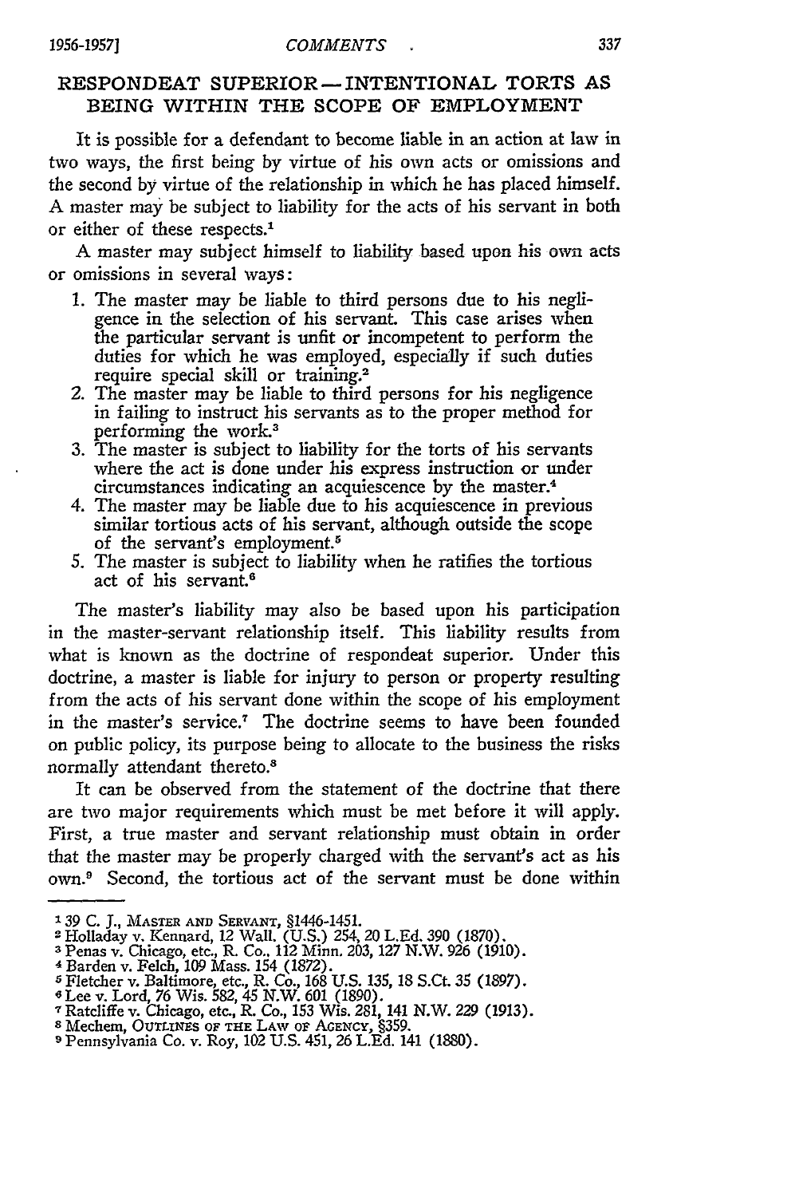## RESPONDEAT SUPERIOR—INTENTIONAL TORTS AS BEING WITHIN THE SCOPE OF EMPLOYMENT

It is possible for a defendant to become liable in an action at law in two ways, the first being by virtue of his own acts or omissions and the second by virtue of the relationship in which he has placed himself. A master may be subject to liability for the acts of his servant in both or either of these respects.[1]

A master may subject himself to liability based upon his own acts or omissions in several ways:

1. The master may be liable to third persons due to his negligence in the selection of his servant. This case arises when the particular servant is unfit or incompetent to perform the duties for which he was employed, especially if such duties require special skill or training.[2]
2. The master may be liable to third persons for his negligence in failing to instruct his servants as to the proper method for performing the work.[3]
3. The master is subject to liability for the torts of his servants where the act is done under his express instruction or under circumstances indicating an acquiescence by the master.[4]
4. The master may be liable due to his acquiescence in previous similar tortious acts of his servant, although outside the scope of the servant's employment.[5]
5. The master is subject to liability when he ratifies the tortious act of his servant.[6]

The master's liability may also be based upon his participation in the master-servant relationship itself. This liability results from what is known as the doctrine of respondeat superior. Under this doctrine, a master is liable for injury to person or property resulting from the acts of his servant done within the scope of his employment in the master's service.[7] The doctrine seems to have been founded on public policy, its purpose being to allocate to the business the risks normally attendant thereto.[8]

It can be observed from the statement of the doctrine that there are two major requirements which must be met before it will apply. First, a true master and servant relationship must obtain in order that the master may be properly charged with the servant's act as his own.[9] Second, the tortious act of the servant must be done within

---

[1] 39 C. J., MASTER AND SERVANT, §1446-1451.

[2] Holladay v. Kennard, 12 Wall. (U.S.) 254, 20 L.Ed. 390 (1870).

[3] Penas v. Chicago, etc., R. Co., 112 Minn. 203, 127 N.W. 926 (1910).

[4] Barden v. Felch, 109 Mass. 154 (1872).

[5] Fletcher v. Baltimore, etc., R. Co., 168 U.S. 135, 18 S.Ct. 35 (1897).

[6] Lee v. Lord, 76 Wis. 582, 45 N.W. 601 (1890).

[7] Ratcliffe v. Chicago, etc., R. Co., 153 Wis. 281, 141 N.W. 229 (1913).

[8] Mechem, OUTLINES OF THE LAW OF AGENCY, §359.

[9] Pennsylvania Co. v. Roy, 102 U.S. 451, 26 L.Ed. 141 (1880).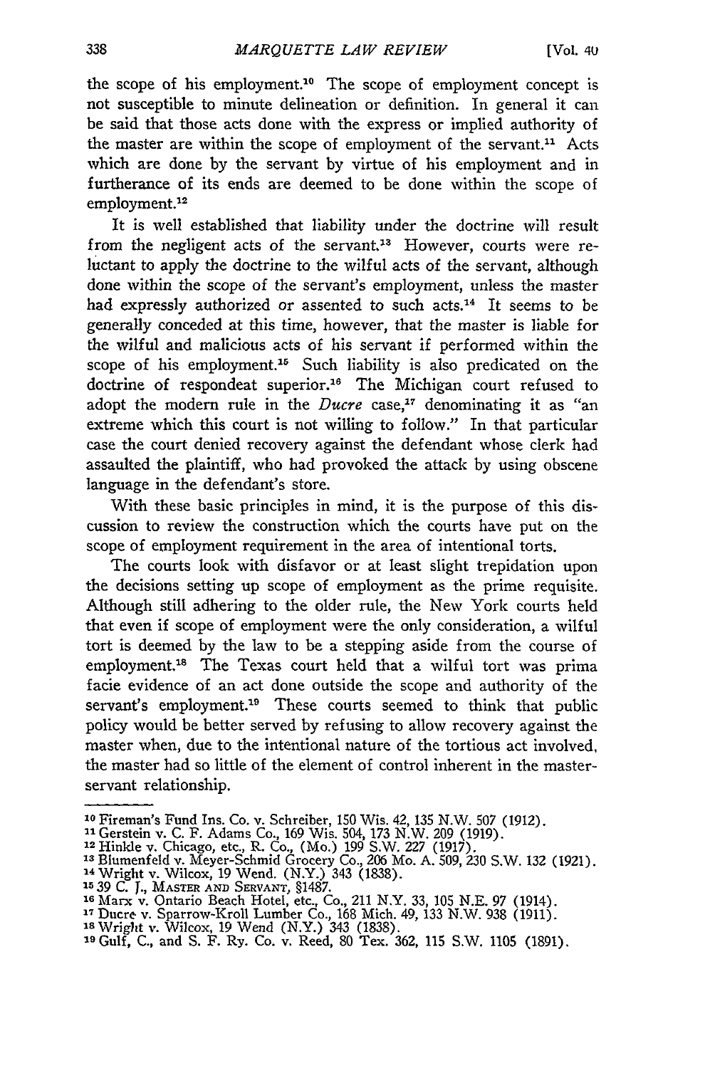the scope of his employment.[10] The scope of employment concept is not susceptible to minute delineation or definition. In general it can be said that those acts done with the express or implied authority of the master are within the scope of employment of the servant.[11] Acts which are done by the servant by virtue of his employment and in furtherance of its ends are deemed to be done within the scope of employment.[12]

It is well established that liability under the doctrine will result from the negligent acts of the servant.[13] However, courts were reluctant to apply the doctrine to the wilful acts of the servant, although done within the scope of the servant's employment, unless the master had expressly authorized or assented to such acts.[14] It seems to be generally conceded at this time, however, that the master is liable for the wilful and malicious acts of his servant if performed within the scope of his employment.[15] Such liability is also predicated on the doctrine of respondeat superior.[16] The Michigan court refused to adopt the modern rule in the *Ducre* case,[17] denominating it as "an extreme which this court is not willing to follow." In that particular case the court denied recovery against the defendant whose clerk had assaulted the plaintiff, who had provoked the attack by using obscene language in the defendant's store.

With these basic principles in mind, it is the purpose of this discussion to review the construction which the courts have put on the scope of employment requirement in the area of intentional torts.

The courts look with disfavor or at least slight trepidation upon the decisions setting up scope of employment as the prime requisite. Although still adhering to the older rule, the New York courts held that even if scope of employment were the only consideration, a wilful tort is deemed by the law to be a stepping aside from the course of employment.[18] The Texas court held that a wilful tort was prima facie evidence of an act done outside the scope and authority of the servant's employment.[19] These courts seemed to think that public policy would be better served by refusing to allow recovery against the master when, due to the intentional nature of the tortious act involved, the master had so little of the element of control inherent in the master-servant relationship.

---

[10] Fireman's Fund Ins. Co. v. Schreiber, 150 Wis. 42, 135 N.W. 507 (1912).
[11] Gerstein v. C. F. Adams Co., 169 Wis. 504, 173 N.W. 209 (1919).
[12] Hinkle v. Chicago, etc., R. Co., (Mo.) 199 S.W. 227 (1917).
[13] Blumenfeld v. Meyer-Schmid Grocery Co., 206 Mo. A. 509, 230 S.W. 132 (1921).
[14] Wright v. Wilcox, 19 Wend. (N.Y.) 343 (1838).
[15] 39 C. J., MASTER AND SERVANT, §1487.
[16] Marx v. Ontario Beach Hotel, etc., Co., 211 N.Y. 33, 105 N.E. 97 (1914).
[17] Ducre v. Sparrow-Kroll Lumber Co., 168 Mich. 49, 133 N.W. 938 (1911).
[18] Wright v. Wilcox, 19 Wend (N.Y.) 343 (1838).
[19] Gulf, C., and S. F. Ry. Co. v. Reed, 80 Tex. 362, 115 S.W. 1105 (1891).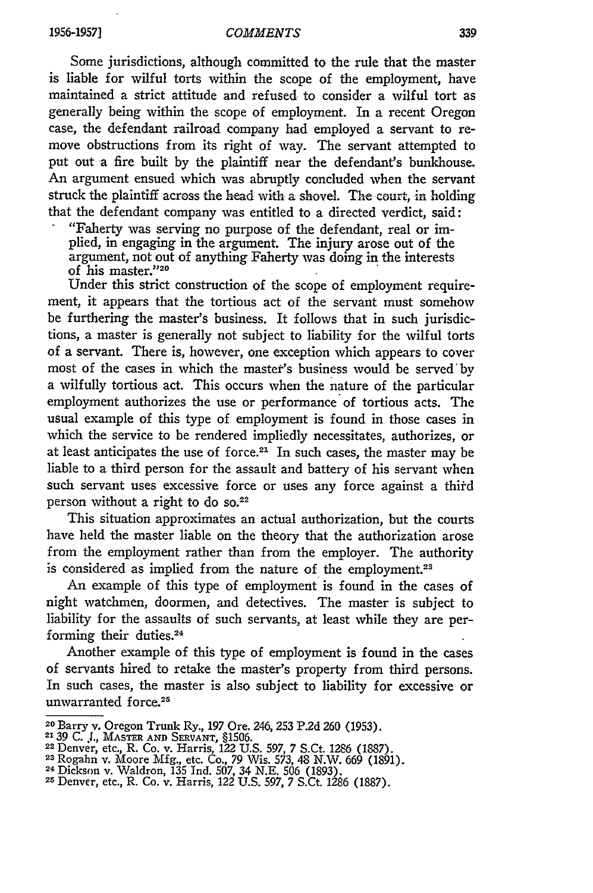Some jurisdictions, although committed to the rule that the master is liable for wilful torts within the scope of the employment, have maintained a strict attitude and refused to consider a wilful tort as generally being within the scope of employment. In a recent Oregon case, the defendant railroad company had employed a servant to remove obstructions from its right of way. The servant attempted to put out a fire built by the plaintiff near the defendant's bunkhouse. An argument ensued which was abruptly concluded when the servant struck the plaintiff across the head with a shovel. The court, in holding that the defendant company was entitled to a directed verdict, said:

> "Faherty was serving no purpose of the defendant, real or implied, in engaging in the argument. The injury arose out of the argument, not out of anything Faherty was doing in the interests of his master."[20]

Under this strict construction of the scope of employment requirement, it appears that the tortious act of the servant must somehow be furthering the master's business. It follows that in such jurisdictions, a master is generally not subject to liability for the wilful torts of a servant. There is, however, one exception which appears to cover most of the cases in which the master's business would be served by a wilfully tortious act. This occurs when the nature of the particular employment authorizes the use or performance of tortious acts. The usual example of this type of employment is found in those cases in which the service to be rendered impliedly necessitates, authorizes, or at least anticipates the use of force.[21] In such cases, the master may be liable to a third person for the assault and battery of his servant when such servant uses excessive force or uses any force against a third person without a right to do so.[22]

This situation approximates an actual authorization, but the courts have held the master liable on the theory that the authorization arose from the employment rather than from the employer. The authority is considered as implied from the nature of the employment.[23]

An example of this type of employment is found in the cases of night watchmen, doormen, and detectives. The master is subject to liability for the assaults of such servants, at least while they are performing their duties.[24]

Another example of this type of employment is found in the cases of servants hired to retake the master's property from third persons. In such cases, the master is also subject to liability for excessive or unwarranted force.[25]

---

[20] Barry v. Oregon Trunk Ry., 197 Ore. 246, 253 P.2d 260 (1953).
[21] 39 C. J., MASTER AND SERVANT, §1506.
[22] Denver, etc., R. Co. v. Harris, 122 U.S. 597, 7 S.Ct. 1286 (1887).
[23] Rogahn v. Moore Mfg., etc. Co., 79 Wis. 573, 48 N.W. 669 (1891).
[24] Dickson v. Waldron, 135 Ind. 507, 34 N.E. 506 (1893).
[25] Denver, etc., R. Co. v. Harris, 122 U.S. 597, 7 S.Ct. 1286 (1887).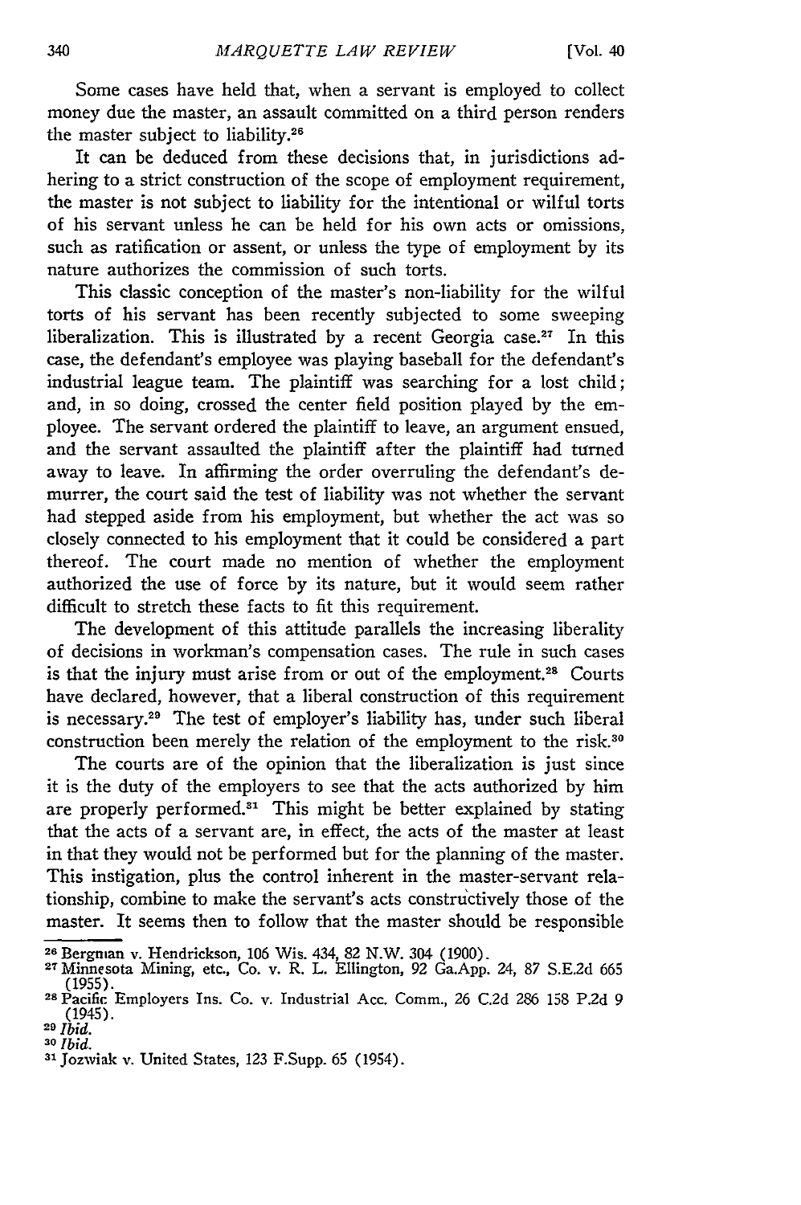Some cases have held that, when a servant is employed to collect money due the master, an assault committed on a third person renders the master subject to liability.[26]

It can be deduced from these decisions that, in jurisdictions adhering to a strict construction of the scope of employment requirement, the master is not subject to liability for the intentional or wilful torts of his servant unless he can be held for his own acts or omissions, such as ratification or assent, or unless the type of employment by its nature authorizes the commission of such torts.

This classic conception of the master's non-liability for the wilful torts of his servant has been recently subjected to some sweeping liberalization. This is illustrated by a recent Georgia case.[27] In this case, the defendant's employee was playing baseball for the defendant's industrial league team. The plaintiff was searching for a lost child; and, in so doing, crossed the center field position played by the employee. The servant ordered the plaintiff to leave, an argument ensued, and the servant assaulted the plaintiff after the plaintiff had turned away to leave. In affirming the order overruling the defendant's demurrer, the court said the test of liability was not whether the servant had stepped aside from his employment, but whether the act was so closely connected to his employment that it could be considered a part thereof. The court made no mention of whether the employment authorized the use of force by its nature, but it would seem rather difficult to stretch these facts to fit this requirement.

The development of this attitude parallels the increasing liberality of decisions in workman's compensation cases. The rule in such cases is that the injury must arise from or out of the employment.[28] Courts have declared, however, that a liberal construction of this requirement is necessary.[29] The test of employer's liability has, under such liberal construction been merely the relation of the employment to the risk.[30]

The courts are of the opinion that the liberalization is just since it is the duty of the employers to see that the acts authorized by him are properly performed.[31] This might be better explained by stating that the acts of a servant are, in effect, the acts of the master at least in that they would not be performed but for the planning of the master. This instigation, plus the control inherent in the master-servant relationship, combine to make the servant's acts constructively those of the master. It seems then to follow that the master should be responsible

---

[26] Bergman v. Hendrickson, 106 Wis. 434, 82 N.W. 304 (1900).

[27] Minnesota Mining, etc., Co. v. R. L. Ellington, 92 Ga.App. 24, 87 S.E.2d 665 (1955).

[28] Pacific Employers Ins. Co. v. Industrial Acc. Comm., 26 C.2d 286 158 P.2d 9 (1945).

[29] *Ibid.*

[30] *Ibid.*

[31] Jozwiak v. United States, 123 F.Supp. 65 (1954).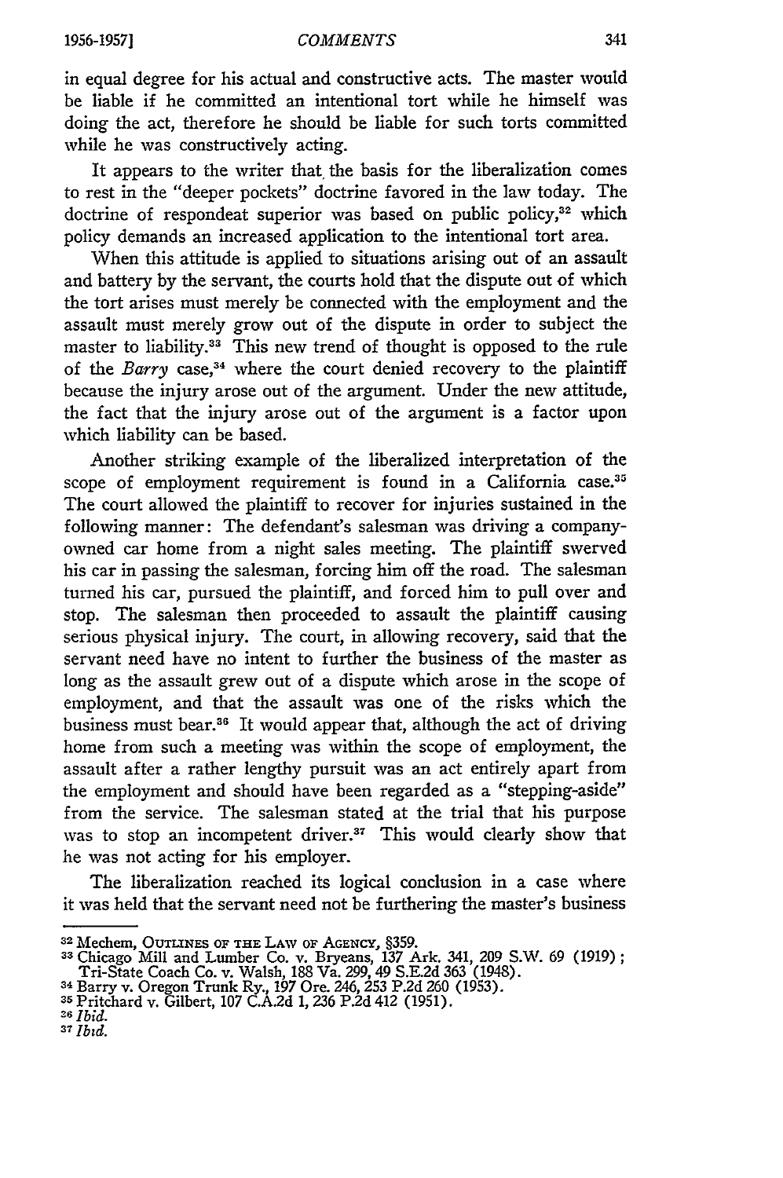in equal degree for his actual and constructive acts. The master would be liable if he committed an intentional tort while he himself was doing the act, therefore he should be liable for such torts committed while he was constructively acting.

It appears to the writer that the basis for the liberalization comes to rest in the "deeper pockets" doctrine favored in the law today. The doctrine of respondeat superior was based on public policy,[32] which policy demands an increased application to the intentional tort area.

When this attitude is applied to situations arising out of an assault and battery by the servant, the courts hold that the dispute out of which the tort arises must merely be connected with the employment and the assault must merely grow out of the dispute in order to subject the master to liability.[33] This new trend of thought is opposed to the rule of the *Barry* case,[34] where the court denied recovery to the plaintiff because the injury arose out of the argument. Under the new attitude, the fact that the injury arose out of the argument is a factor upon which liability can be based.

Another striking example of the liberalized interpretation of the scope of employment requirement is found in a California case.[35] The court allowed the plaintiff to recover for injuries sustained in the following manner: The defendant's salesman was driving a company-owned car home from a night sales meeting. The plaintiff swerved his car in passing the salesman, forcing him off the road. The salesman turned his car, pursued the plaintiff, and forced him to pull over and stop. The salesman then proceeded to assault the plaintiff causing serious physical injury. The court, in allowing recovery, said that the servant need have no intent to further the business of the master as long as the assault grew out of a dispute which arose in the scope of employment, and that the assault was one of the risks which the business must bear.[36] It would appear that, although the act of driving home from such a meeting was within the scope of employment, the assault after a rather lengthy pursuit was an act entirely apart from the employment and should have been regarded as a "stepping-aside" from the service. The salesman stated at the trial that his purpose was to stop an incompetent driver.[37] This would clearly show that he was not acting for his employer.

The liberalization reached its logical conclusion in a case where it was held that the servant need not be furthering the master's business

---

[32] Mechem, Outlines of the Law of Agency, §359.

[33] Chicago Mill and Lumber Co. v. Bryeans, 137 Ark. 341, 209 S.W. 69 (1919); Tri-State Coach Co. v. Walsh, 188 Va. 299, 49 S.E.2d 363 (1948).

[34] Barry v. Oregon Trunk Ry., 197 Ore. 246, 253 P.2d 260 (1953).

[35] Pritchard v. Gilbert, 107 C.A.2d 1, 236 P.2d 412 (1951).

[36] *Ibid.*

[37] *Ibid.*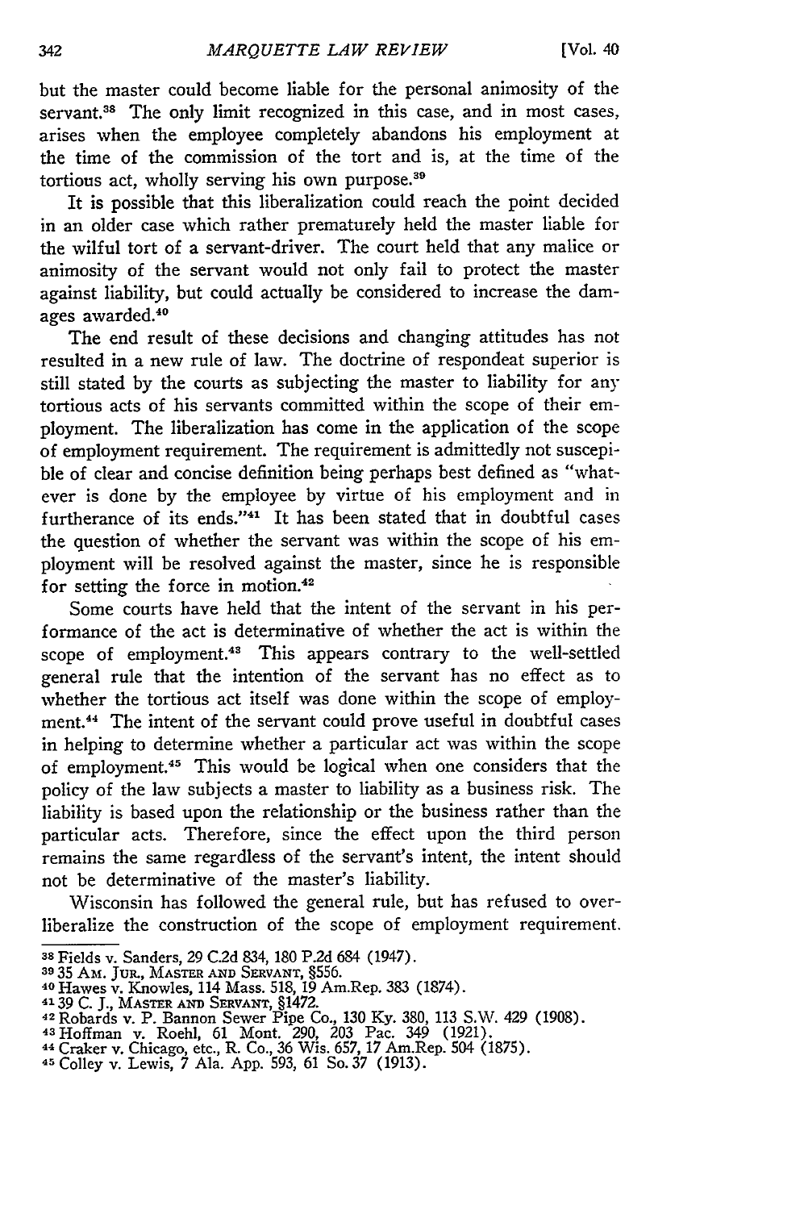but the master could become liable for the personal animosity of the servant.[38] The only limit recognized in this case, and in most cases, arises when the employee completely abandons his employment at the time of the commission of the tort and is, at the time of the tortious act, wholly serving his own purpose.[39]

It is possible that this liberalization could reach the point decided in an older case which rather prematurely held the master liable for the wilful tort of a servant-driver. The court held that any malice or animosity of the servant would not only fail to protect the master against liability, but could actually be considered to increase the damages awarded.[40]

The end result of these decisions and changing attitudes has not resulted in a new rule of law. The doctrine of respondeat superior is still stated by the courts as subjecting the master to liability for any tortious acts of his servants committed within the scope of their employment. The liberalization has come in the application of the scope of employment requirement. The requirement is admittedly not suscepible of clear and concise definition being perhaps best defined as "whatever is done by the employee by virtue of his employment and in furtherance of its ends."[41] It has been stated that in doubtful cases the question of whether the servant was within the scope of his employment will be resolved against the master, since he is responsible for setting the force in motion.[42]

Some courts have held that the intent of the servant in his performance of the act is determinative of whether the act is within the scope of employment.[43] This appears contrary to the well-settled general rule that the intention of the servant has no effect as to whether the tortious act itself was done within the scope of employment.[44] The intent of the servant could prove useful in doubtful cases in helping to determine whether a particular act was within the scope of employment.[45] This would be logical when one considers that the policy of the law subjects a master to liability as a business risk. The liability is based upon the relationship or the business rather than the particular acts. Therefore, since the effect upon the third person remains the same regardless of the servant's intent, the intent should not be determinative of the master's liability.

Wisconsin has followed the general rule, but has refused to overliberalize the construction of the scope of employment requirement.

---

[38] Fields v. Sanders, 29 C.2d 834, 180 P.2d 684 (1947).
[39] 35 AM. JUR., MASTER AND SERVANT, §556.
[40] Hawes v. Knowles, 114 Mass. 518, 19 Am.Rep. 383 (1874).
[41] 39 C. J., MASTER AND SERVANT, §1472.
[42] Robards v. P. Bannon Sewer Pipe Co., 130 Ky. 380, 113 S.W. 429 (1908).
[43] Hoffman v. Roehl, 61 Mont. 290, 203 Pac. 349 (1921).
[44] Craker v. Chicago, etc., R. Co., 36 Wis. 657, 17 Am.Rep. 504 (1875).
[45] Colley v. Lewis, 7 Ala. App. 593, 61 So. 37 (1913).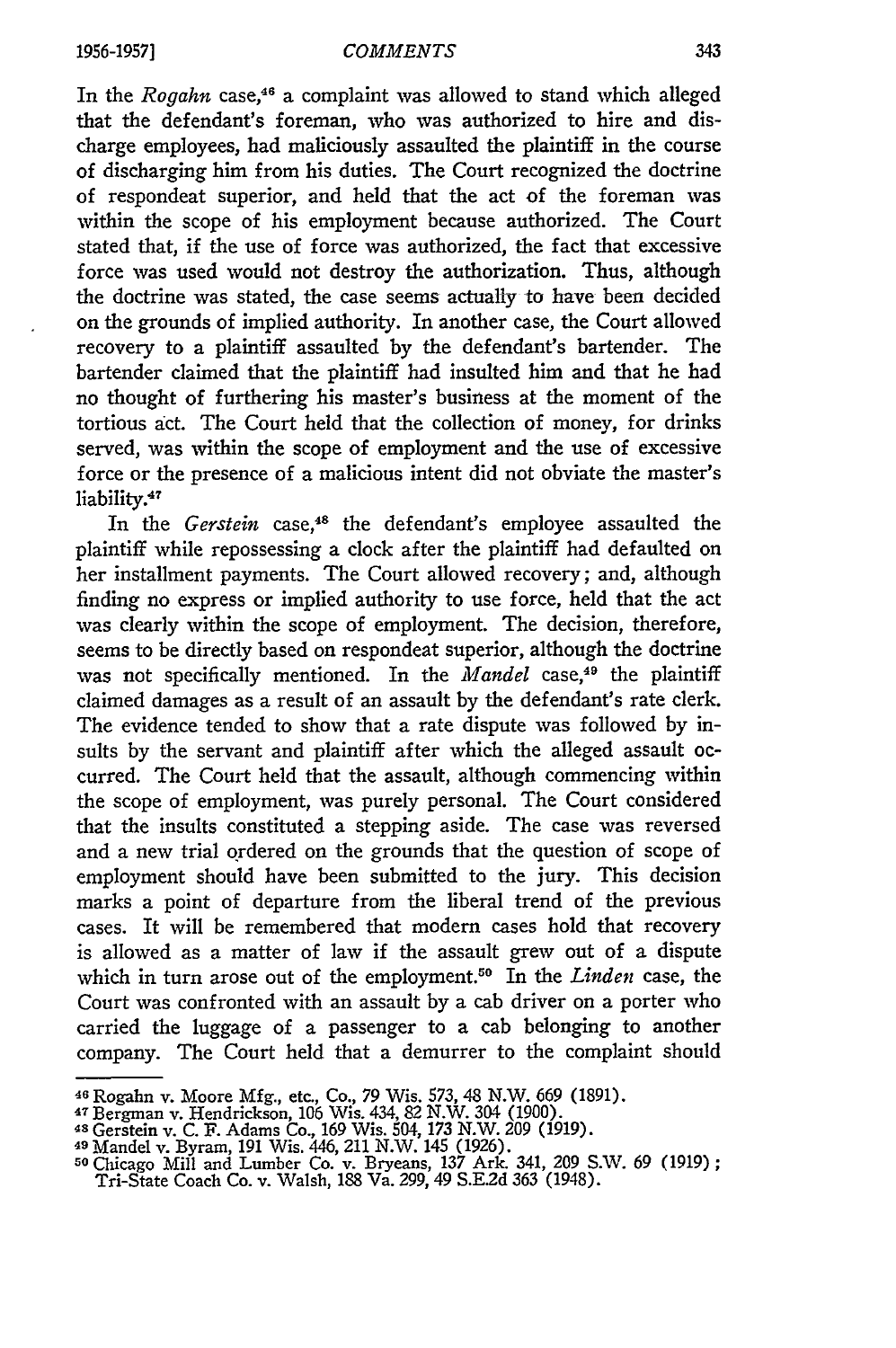In the *Rogahn* case,[46] a complaint was allowed to stand which alleged that the defendant's foreman, who was authorized to hire and discharge employees, had maliciously assaulted the plaintiff in the course of discharging him from his duties. The Court recognized the doctrine of respondeat superior, and held that the act of the foreman was within the scope of his employment because authorized. The Court stated that, if the use of force was authorized, the fact that excessive force was used would not destroy the authorization. Thus, although the doctrine was stated, the case seems actually to have been decided on the grounds of implied authority. In another case, the Court allowed recovery to a plaintiff assaulted by the defendant's bartender. The bartender claimed that the plaintiff had insulted him and that he had no thought of furthering his master's business at the moment of the tortious act. The Court held that the collection of money, for drinks served, was within the scope of employment and the use of excessive force or the presence of a malicious intent did not obviate the master's liability.[47]

In the *Gerstein* case,[48] the defendant's employee assaulted the plaintiff while repossessing a clock after the plaintiff had defaulted on her installment payments. The Court allowed recovery; and, although finding no express or implied authority to use force, held that the act was clearly within the scope of employment. The decision, therefore, seems to be directly based on respondeat superior, although the doctrine was not specifically mentioned. In the *Mandel* case,[49] the plaintiff claimed damages as a result of an assault by the defendant's rate clerk. The evidence tended to show that a rate dispute was followed by insults by the servant and plaintiff after which the alleged assault occurred. The Court held that the assault, although commencing within the scope of employment, was purely personal. The Court considered that the insults constituted a stepping aside. The case was reversed and a new trial ordered on the grounds that the question of scope of employment should have been submitted to the jury. This decision marks a point of departure from the liberal trend of the previous cases. It will be remembered that modern cases hold that recovery is allowed as a matter of law if the assault grew out of a dispute which in turn arose out of the employment.[50] In the *Linden* case, the Court was confronted with an assault by a cab driver on a porter who carried the luggage of a passenger to a cab belonging to another company. The Court held that a demurrer to the complaint should

---

[46] Rogahn v. Moore Mfg., etc., Co., 79 Wis. 573, 48 N.W. 669 (1891).
[47] Bergman v. Hendrickson, 106 Wis. 434, 82 N.W. 304 (1900).
[48] Gerstein v. C. F. Adams Co., 169 Wis. 504, 173 N.W. 209 (1919).
[49] Mandel v. Byram, 191 Wis. 446, 211 N.W. 145 (1926).
[50] Chicago Mill and Lumber Co. v. Bryeans, 137 Ark. 341, 209 S.W. 69 (1919); Tri-State Coach Co. v. Walsh, 188 Va. 299, 49 S.E.2d 363 (1948).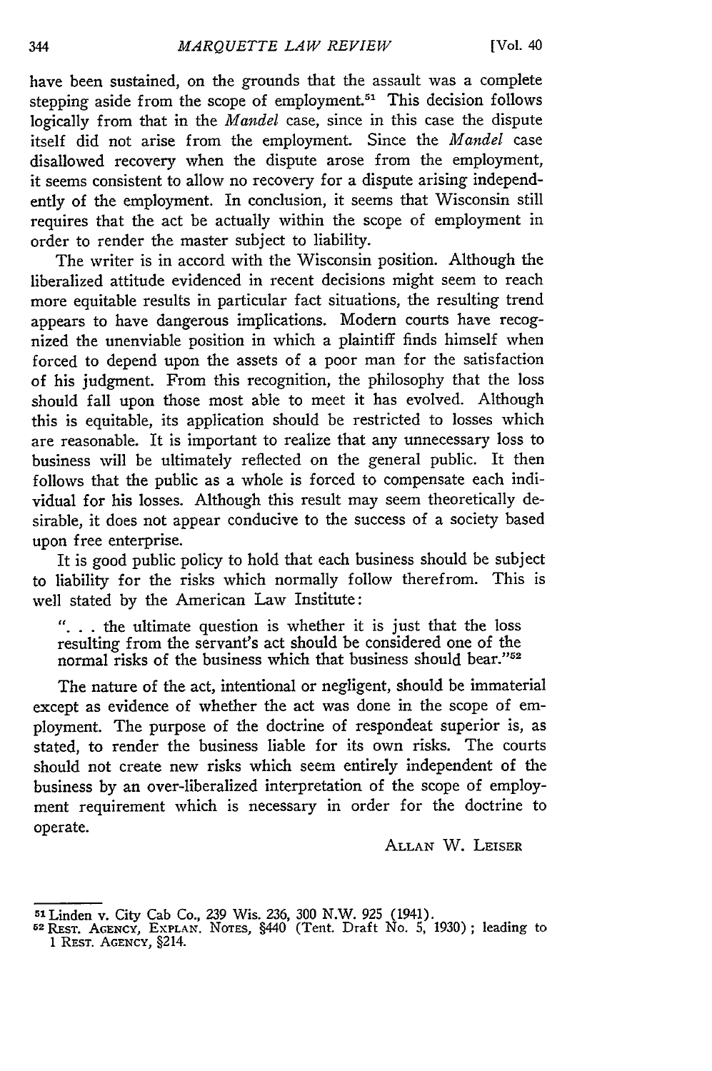have been sustained, on the grounds that the assault was a complete stepping aside from the scope of employment.[51] This decision follows logically from that in the *Mandel* case, since in this case the dispute itself did not arise from the employment. Since the *Mandel* case disallowed recovery when the dispute arose from the employment, it seems consistent to allow no recovery for a dispute arising independently of the employment. In conclusion, it seems that Wisconsin still requires that the act be actually within the scope of employment in order to render the master subject to liability.

The writer is in accord with the Wisconsin position. Although the liberalized attitude evidenced in recent decisions might seem to reach more equitable results in particular fact situations, the resulting trend appears to have dangerous implications. Modern courts have recognized the unenviable position in which a plaintiff finds himself when forced to depend upon the assets of a poor man for the satisfaction of his judgment. From this recognition, the philosophy that the loss should fall upon those most able to meet it has evolved. Although this is equitable, its application should be restricted to losses which are reasonable. It is important to realize that any unnecessary loss to business will be ultimately reflected on the general public. It then follows that the public as a whole is forced to compensate each individual for his losses. Although this result may seem theoretically desirable, it does not appear conducive to the success of a society based upon free enterprise.

It is good public policy to hold that each business should be subject to liability for the risks which normally follow therefrom. This is well stated by the American Law Institute:

> ". . . the ultimate question is whether it is just that the loss resulting from the servant's act should be considered one of the normal risks of the business which that business should bear."[52]

The nature of the act, intentional or negligent, should be immaterial except as evidence of whether the act was done in the scope of employment. The purpose of the doctrine of respondeat superior is, as stated, to render the business liable for its own risks. The courts should not create new risks which seem entirely independent of the business by an over-liberalized interpretation of the scope of employment requirement which is necessary in order for the doctrine to operate.

ALLAN W. LEISER

---

[51] Linden v. City Cab Co., 239 Wis. 236, 300 N.W. 925 (1941).

[52] REST. AGENCY, EXPLAN. NOTES, §440 (Tent. Draft No. 5, 1930); leading to 1 REST. AGENCY, §214.